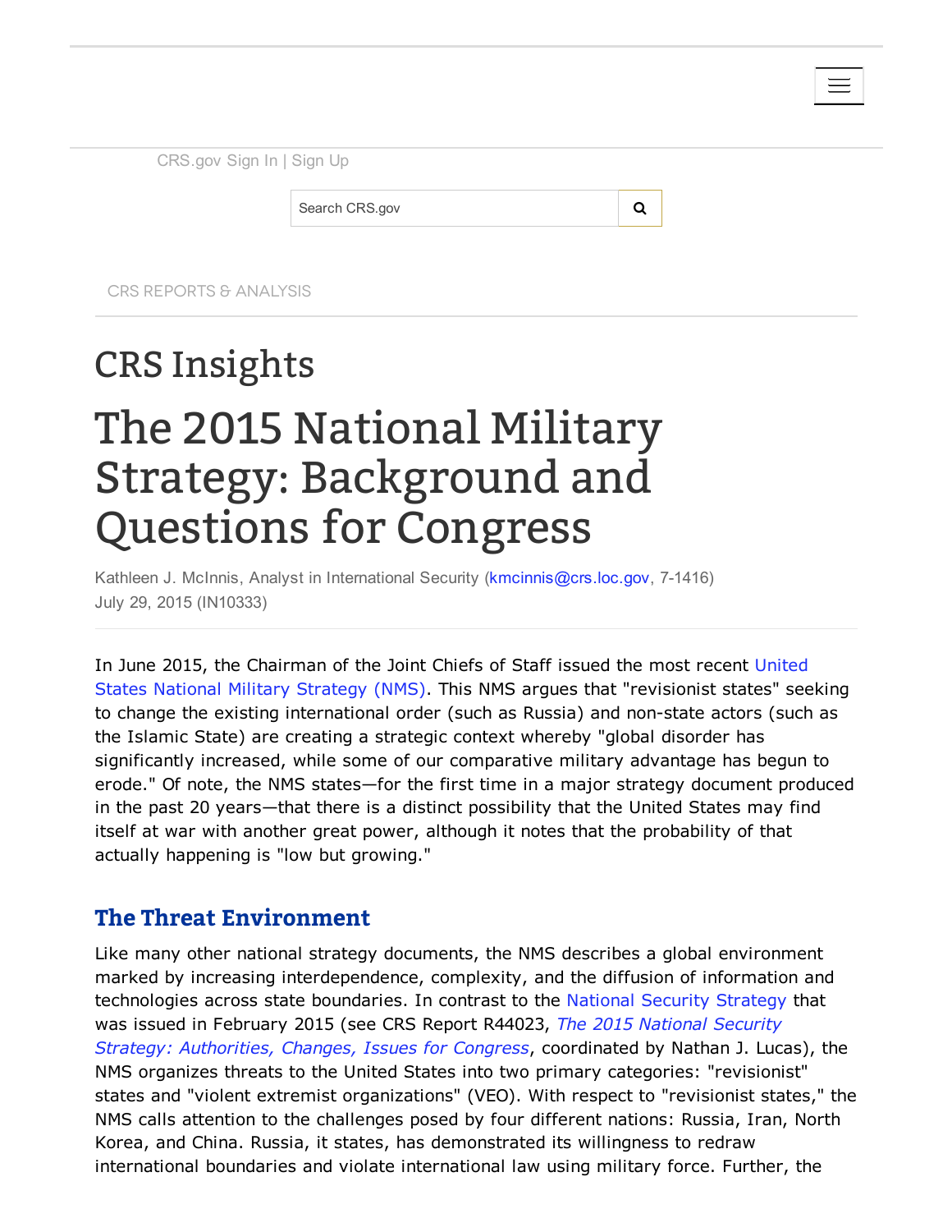CRS.gov Sign In | Sign Up

CRS REPORTS & ANALYSIS

# CRS Insights

# The 2015 National Military Strategy: Background and Questions for Congress

Kathleen J. McInnis, Analyst in International Security (kmcinnis@crs.loc.gov, 7-1416)
July 29, 2015 (IN10333)

In June 2015, the Chairman of the Joint Chiefs of Staff issued the most recent United States National Military Strategy (NMS). This NMS argues that "revisionist states" seeking to change the existing international order (such as Russia) and non-state actors (such as the Islamic State) are creating a strategic context whereby "global disorder has significantly increased, while some of our comparative military advantage has begun to erode." Of note, the NMS states—for the first time in a major strategy document produced in the past 20 years—that there is a distinct possibility that the United States may find itself at war with another great power, although it notes that the probability of that actually happening is "low but growing."

## The Threat Environment

Like many other national strategy documents, the NMS describes a global environment marked by increasing interdependence, complexity, and the diffusion of information and technologies across state boundaries. In contrast to the National Security Strategy that was issued in February 2015 (see CRS Report R44023, *The 2015 National Security Strategy: Authorities, Changes, Issues for Congress*, coordinated by Nathan J. Lucas), the NMS organizes threats to the United States into two primary categories: "revisionist" states and "violent extremist organizations" (VEO). With respect to "revisionist states," the NMS calls attention to the challenges posed by four different nations: Russia, Iran, North Korea, and China. Russia, it states, has demonstrated its willingness to redraw international boundaries and violate international law using military force. Further, the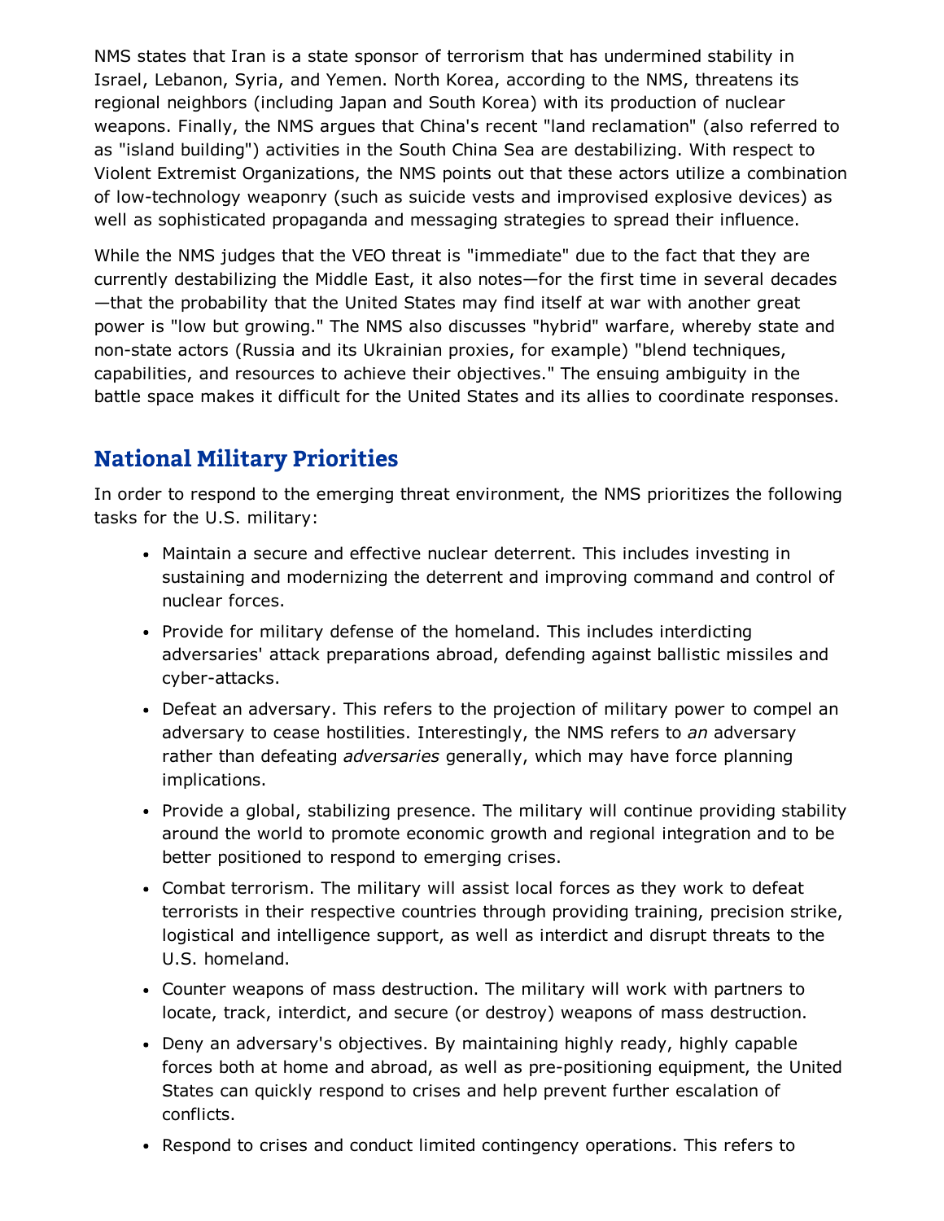NMS states that Iran is a state sponsor of terrorism that has undermined stability in Israel, Lebanon, Syria, and Yemen. North Korea, according to the NMS, threatens its regional neighbors (including Japan and South Korea) with its production of nuclear weapons. Finally, the NMS argues that China's recent "land reclamation" (also referred to as "island building") activities in the South China Sea are destabilizing. With respect to Violent Extremist Organizations, the NMS points out that these actors utilize a combination of low-technology weaponry (such as suicide vests and improvised explosive devices) as well as sophisticated propaganda and messaging strategies to spread their influence.

While the NMS judges that the VEO threat is "immediate" due to the fact that they are currently destabilizing the Middle East, it also notes—for the first time in several decades—that the probability that the United States may find itself at war with another great power is "low but growing." The NMS also discusses "hybrid" warfare, whereby state and non-state actors (Russia and its Ukrainian proxies, for example) "blend techniques, capabilities, and resources to achieve their objectives." The ensuing ambiguity in the battle space makes it difficult for the United States and its allies to coordinate responses.

## National Military Priorities

In order to respond to the emerging threat environment, the NMS prioritizes the following tasks for the U.S. military:

- Maintain a secure and effective nuclear deterrent. This includes investing in sustaining and modernizing the deterrent and improving command and control of nuclear forces.
- Provide for military defense of the homeland. This includes interdicting adversaries' attack preparations abroad, defending against ballistic missiles and cyber-attacks.
- Defeat an adversary. This refers to the projection of military power to compel an adversary to cease hostilities. Interestingly, the NMS refers to *an* adversary rather than defeating *adversaries* generally, which may have force planning implications.
- Provide a global, stabilizing presence. The military will continue providing stability around the world to promote economic growth and regional integration and to be better positioned to respond to emerging crises.
- Combat terrorism. The military will assist local forces as they work to defeat terrorists in their respective countries through providing training, precision strike, logistical and intelligence support, as well as interdict and disrupt threats to the U.S. homeland.
- Counter weapons of mass destruction. The military will work with partners to locate, track, interdict, and secure (or destroy) weapons of mass destruction.
- Deny an adversary's objectives. By maintaining highly ready, highly capable forces both at home and abroad, as well as pre-positioning equipment, the United States can quickly respond to crises and help prevent further escalation of conflicts.
- Respond to crises and conduct limited contingency operations. This refers to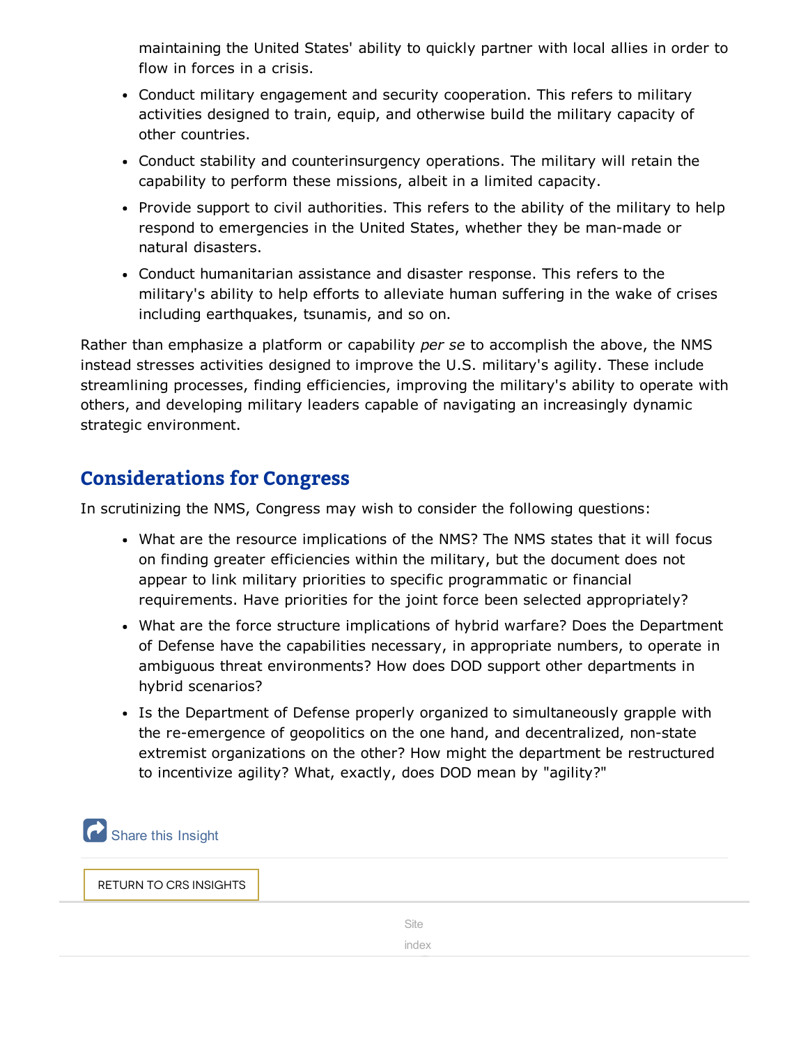maintaining the United States' ability to quickly partner with local allies in order to flow in forces in a crisis.

- Conduct military engagement and security cooperation. This refers to military activities designed to train, equip, and otherwise build the military capacity of other countries.
- Conduct stability and counterinsurgency operations. The military will retain the capability to perform these missions, albeit in a limited capacity.
- Provide support to civil authorities. This refers to the ability of the military to help respond to emergencies in the United States, whether they be man-made or natural disasters.
- Conduct humanitarian assistance and disaster response. This refers to the military's ability to help efforts to alleviate human suffering in the wake of crises including earthquakes, tsunamis, and so on.

Rather than emphasize a platform or capability *per se* to accomplish the above, the NMS instead stresses activities designed to improve the U.S. military's agility. These include streamlining processes, finding efficiencies, improving the military's ability to operate with others, and developing military leaders capable of navigating an increasingly dynamic strategic environment.

## Considerations for Congress

In scrutinizing the NMS, Congress may wish to consider the following questions:

- What are the resource implications of the NMS? The NMS states that it will focus on finding greater efficiencies within the military, but the document does not appear to link military priorities to specific programmatic or financial requirements. Have priorities for the joint force been selected appropriately?
- What are the force structure implications of hybrid warfare? Does the Department of Defense have the capabilities necessary, in appropriate numbers, to operate in ambiguous threat environments? How does DOD support other departments in hybrid scenarios?
- Is the Department of Defense properly organized to simultaneously grapple with the re-emergence of geopolitics on the one hand, and decentralized, non-state extremist organizations on the other? How might the department be restructured to incentivize agility? What, exactly, does DOD mean by "agility?"

Share this Insight

RETURN TO CRS INSIGHTS

Site index